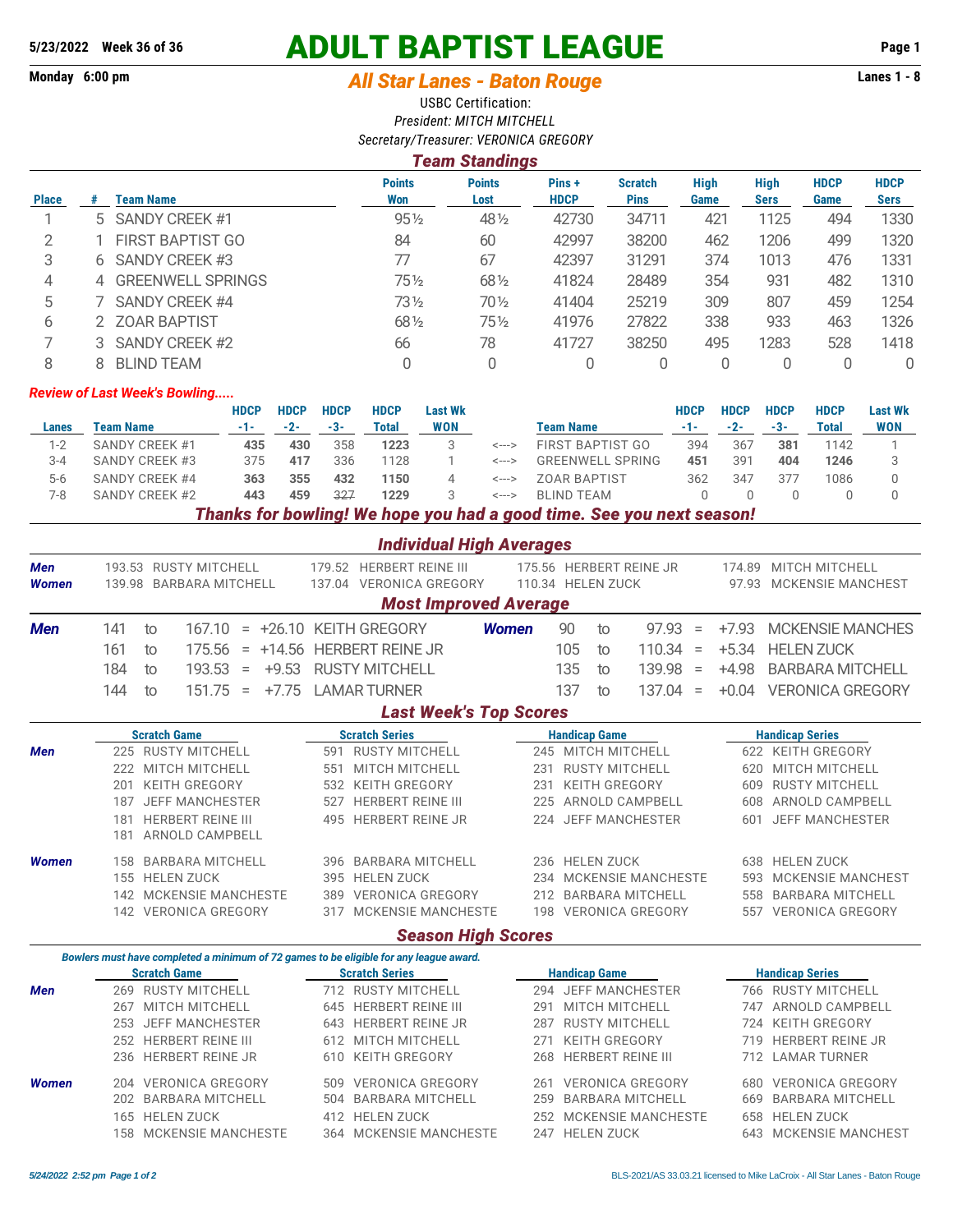**5/23/2022 Week 36 of 36**

**Monday 6:00 pm**

# ADULT BAPTIST LEAGUE

## *All Star Lanes - Baton Rouge*

**Lanes 1 - 8**

USBC Certification:

*President: MITCH MITCHELL*

*Secretary/Treasurer: VERONICA GREGORY*

### *Team Standings*

| Place | # | Team Name | Points Won | Points Lost | Pins + HDCP | Scratch Pins | High Game | High Sers | HDCP Game | HDCP Sers |
|---|---|---|---|---|---|---|---|---|---|---|
| 1 | 5 | SANDY CREEK #1 | 95½ | 48½ | 42730 | 34711 | 421 | 1125 | 494 | 1330 |
| 2 | 1 | FIRST BAPTIST GO | 84 | 60 | 42997 | 38200 | 462 | 1206 | 499 | 1320 |
| 3 | 6 | SANDY CREEK #3 | 77 | 67 | 42397 | 31291 | 374 | 1013 | 476 | 1331 |
| 4 | 4 | GREENWELL SPRINGS | 75½ | 68½ | 41824 | 28489 | 354 | 931 | 482 | 1310 |
| 5 | 7 | SANDY CREEK #4 | 73½ | 70½ | 41404 | 25219 | 309 | 807 | 459 | 1254 |
| 6 | 2 | ZOAR BAPTIST | 68½ | 75½ | 41976 | 27822 | 338 | 933 | 463 | 1326 |
| 7 | 3 | SANDY CREEK #2 | 66 | 78 | 41727 | 38250 | 495 | 1283 | 528 | 1418 |
| 8 | 8 | BLIND TEAM | 0 | 0 | 0 | 0 | 0 | 0 | 0 | 0 |

### *Review of Last Week's Bowling.....*

| Lanes | Team Name | HDCP -1- | HDCP -2- | HDCP -3- | HDCP Total | Last Wk WON | | Team Name | HDCP -1- | HDCP -2- | HDCP -3- | HDCP Total | Last Wk WON |
|---|---|---|---|---|---|---|---|---|---|---|---|---|---|
| 1-2 | SANDY CREEK #1 | **435** | **430** | 358 | **1223** | 3 | <---> | FIRST BAPTIST GO | 394 | 367 | **381** | 1142 | 1 |
| 3-4 | SANDY CREEK #3 | 375 | **417** | 336 | 1128 | 1 | <---> | GREENWELL SPRING | **451** | 391 | **404** | **1246** | 3 |
| 5-6 | SANDY CREEK #4 | **363** | **355** | **432** | **1150** | 4 | <---> | ZOAR BAPTIST | 362 | 347 | 377 | 1086 | 0 |
| 7-8 | SANDY CREEK #2 | **443** | **459** | ~~327~~ | **1229** | 3 | <---> | BLIND TEAM | 0 | 0 | 0 | 0 | 0 |

***Thanks for bowling! We hope you had a good time. See you next season!***

### *Individual High Averages*

| | | | | |
|---|---|---|---|---|
| ***Men*** | 193.53 RUSTY MITCHELL | 179.52 HERBERT REINE III | 175.56 HERBERT REINE JR | 174.89 MITCH MITCHELL |
| ***Women*** | 139.98 BARBARA MITCHELL | 137.04 VERONICA GREGORY | 110.34 HELEN ZUCK | 97.93 MCKENSIE MANCHEST |

### *Most Improved Average*

| | | | | | | | | | | | | |
|---|---|---|---|---|---|---|---|---|---|---|---|---|
| ***Men*** | 141 to 167.10 | = | +26.10 | KEITH GREGORY | ***Women*** | 90 | to | 97.93 | = | +7.93 | MCKENSIE MANCHES |
| | 161 to 175.56 | = | +14.56 | HERBERT REINE JR | | 105 | to | 110.34 | = | +5.34 | HELEN ZUCK |
| | 184 to 193.53 | = | +9.53 | RUSTY MITCHELL | | 135 | to | 139.98 | = | +4.98 | BARBARA MITCHELL |
| | 144 to 151.75 | = | +7.75 | LAMAR TURNER | | 137 | to | 137.04 | = | +0.04 | VERONICA GREGORY |

### *Last Week's Top Scores*

| | Scratch Game | Scratch Series | Handicap Game | Handicap Series |
|---|---|---|---|---|
| ***Men*** | 225 RUSTY MITCHELL | 591 RUSTY MITCHELL | 245 MITCH MITCHELL | 622 KEITH GREGORY |
| | 222 MITCH MITCHELL | 551 MITCH MITCHELL | 231 RUSTY MITCHELL | 620 MITCH MITCHELL |
| | 201 KEITH GREGORY | 532 KEITH GREGORY | 231 KEITH GREGORY | 609 RUSTY MITCHELL |
| | 187 JEFF MANCHESTER | 527 HERBERT REINE III | 225 ARNOLD CAMPBELL | 608 ARNOLD CAMPBELL |
| | 181 HERBERT REINE III | 495 HERBERT REINE JR | 224 JEFF MANCHESTER | 601 JEFF MANCHESTER |
| | 181 ARNOLD CAMPBELL | | | |
| ***Women*** | 158 BARBARA MITCHELL | 396 BARBARA MITCHELL | 236 HELEN ZUCK | 638 HELEN ZUCK |
| | 155 HELEN ZUCK | 395 HELEN ZUCK | 234 MCKENSIE MANCHESTE | 593 MCKENSIE MANCHEST |
| | 142 MCKENSIE MANCHESTE | 389 VERONICA GREGORY | 212 BARBARA MITCHELL | 558 BARBARA MITCHELL |
| | 142 VERONICA GREGORY | 317 MCKENSIE MANCHESTE | 198 VERONICA GREGORY | 557 VERONICA GREGORY |

### *Season High Scores*

*Bowlers must have completed a minimum of 72 games to be eligible for any league award.*

| | Scratch Game | Scratch Series | Handicap Game | Handicap Series |
|---|---|---|---|---|
| ***Men*** | 269 RUSTY MITCHELL | 712 RUSTY MITCHELL | 294 JEFF MANCHESTER | 766 RUSTY MITCHELL |
| | 267 MITCH MITCHELL | 645 HERBERT REINE III | 291 MITCH MITCHELL | 747 ARNOLD CAMPBELL |
| | 253 JEFF MANCHESTER | 643 HERBERT REINE JR | 287 RUSTY MITCHELL | 724 KEITH GREGORY |
| | 252 HERBERT REINE III | 612 MITCH MITCHELL | 271 KEITH GREGORY | 719 HERBERT REINE JR |
| | 236 HERBERT REINE JR | 610 KEITH GREGORY | 268 HERBERT REINE III | 712 LAMAR TURNER |
| ***Women*** | 204 VERONICA GREGORY | 509 VERONICA GREGORY | 261 VERONICA GREGORY | 680 VERONICA GREGORY |
| | 202 BARBARA MITCHELL | 504 BARBARA MITCHELL | 259 BARBARA MITCHELL | 669 BARBARA MITCHELL |
| | 165 HELEN ZUCK | 412 HELEN ZUCK | 252 MCKENSIE MANCHESTE | 658 HELEN ZUCK |
| | 158 MCKENSIE MANCHESTE | 364 MCKENSIE MANCHESTE | 247 HELEN ZUCK | 643 MCKENSIE MANCHEST |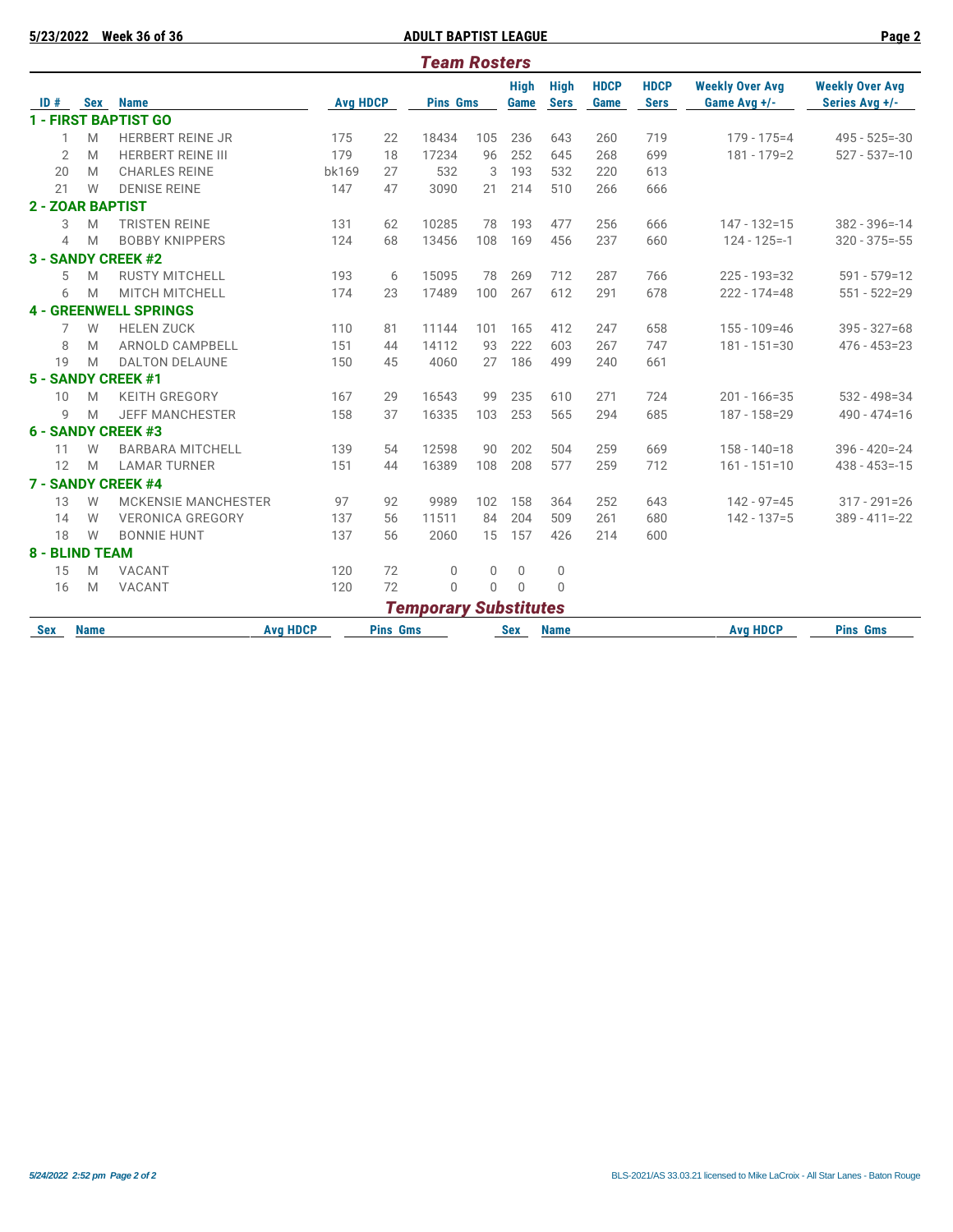## Team Rosters

| ID # | Sex | Name | Avg | HDCP | Pins | Gms | High Game | High Sers | HDCP Game | HDCP Sers | Weekly Over Avg Game Avg +/- | Weekly Over Avg Series Avg +/- |
|---|---|---|---|---|---|---|---|---|---|---|---|---|
| **1 - FIRST BAPTIST GO** | | | | | | | | | | | | |
| 1 | M | HERBERT REINE JR | 175 | 22 | 18434 | 105 | 236 | 643 | 260 | 719 | 179 - 175=4 | 495 - 525=-30 |
| 2 | M | HERBERT REINE III | 179 | 18 | 17234 | 96 | 252 | 645 | 268 | 699 | 181 - 179=2 | 527 - 537=-10 |
| 20 | M | CHARLES REINE | bk169 | 27 | 532 | 3 | 193 | 532 | 220 | 613 | | |
| 21 | W | DENISE REINE | 147 | 47 | 3090 | 21 | 214 | 510 | 266 | 666 | | |
| **2 - ZOAR BAPTIST** | | | | | | | | | | | | |
| 3 | M | TRISTEN REINE | 131 | 62 | 10285 | 78 | 193 | 477 | 256 | 666 | 147 - 132=15 | 382 - 396=-14 |
| 4 | M | BOBBY KNIPPERS | 124 | 68 | 13456 | 108 | 169 | 456 | 237 | 660 | 124 - 125=-1 | 320 - 375=-55 |
| **3 - SANDY CREEK #2** | | | | | | | | | | | | |
| 5 | M | RUSTY MITCHELL | 193 | 6 | 15095 | 78 | 269 | 712 | 287 | 766 | 225 - 193=32 | 591 - 579=12 |
| 6 | M | MITCH MITCHELL | 174 | 23 | 17489 | 100 | 267 | 612 | 291 | 678 | 222 - 174=48 | 551 - 522=29 |
| **4 - GREENWELL SPRINGS** | | | | | | | | | | | | |
| 7 | W | HELEN ZUCK | 110 | 81 | 11144 | 101 | 165 | 412 | 247 | 658 | 155 - 109=46 | 395 - 327=68 |
| 8 | M | ARNOLD CAMPBELL | 151 | 44 | 14112 | 93 | 222 | 603 | 267 | 747 | 181 - 151=30 | 476 - 453=23 |
| 19 | M | DALTON DELAUNE | 150 | 45 | 4060 | 27 | 186 | 499 | 240 | 661 | | |
| **5 - SANDY CREEK #1** | | | | | | | | | | | | |
| 10 | M | KEITH GREGORY | 167 | 29 | 16543 | 99 | 235 | 610 | 271 | 724 | 201 - 166=35 | 532 - 498=34 |
| 9 | M | JEFF MANCHESTER | 158 | 37 | 16335 | 103 | 253 | 565 | 294 | 685 | 187 - 158=29 | 490 - 474=16 |
| **6 - SANDY CREEK #3** | | | | | | | | | | | | |
| 11 | W | BARBARA MITCHELL | 139 | 54 | 12598 | 90 | 202 | 504 | 259 | 669 | 158 - 140=18 | 396 - 420=-24 |
| 12 | M | LAMAR TURNER | 151 | 44 | 16389 | 108 | 208 | 577 | 259 | 712 | 161 - 151=10 | 438 - 453=-15 |
| **7 - SANDY CREEK #4** | | | | | | | | | | | | |
| 13 | W | MCKENSIE MANCHESTER | 97 | 92 | 9989 | 102 | 158 | 364 | 252 | 643 | 142 - 97=45 | 317 - 291=26 |
| 14 | W | VERONICA GREGORY | 137 | 56 | 11511 | 84 | 204 | 509 | 261 | 680 | 142 - 137=5 | 389 - 411=-22 |
| 18 | W | BONNIE HUNT | 137 | 56 | 2060 | 15 | 157 | 426 | 214 | 600 | | |
| **8 - BLIND TEAM** | | | | | | | | | | | | |
| 15 | M | VACANT | 120 | 72 | 0 | 0 | 0 | 0 | | | | |
| 16 | M | VACANT | 120 | 72 | 0 | 0 | 0 | 0 | | | | |

## Temporary Substitutes

| Sex | Name | Avg | HDCP | Pins | Gms | Sex | Name | Avg | HDCP | Pins | Gms |
|---|---|---|---|---|---|---|---|---|---|---|---|